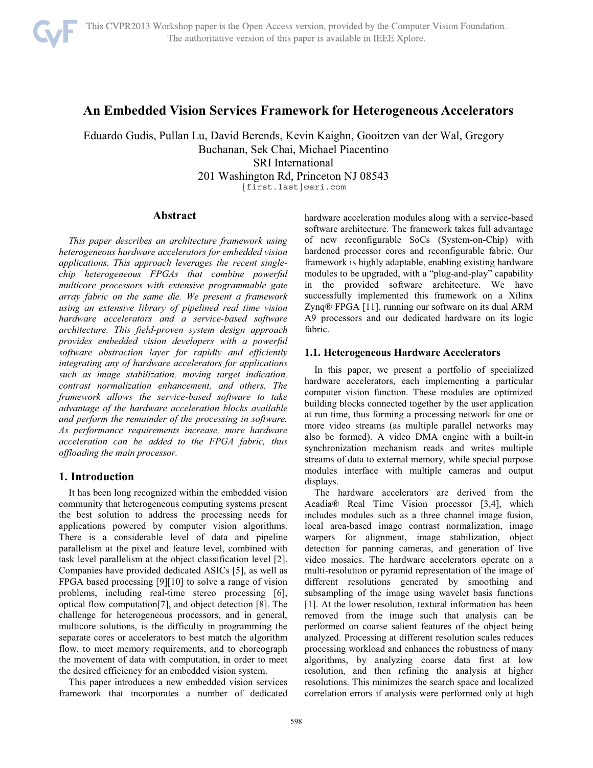# An Embedded Vision Services Framework for Heterogeneous Accelerators

Eduardo Gudis, Pullan Lu, David Berends, Kevin Kaighn, Gooitzen van der Wal, Gregory Buchanan, Sek Chai, Michael Piacentino
SRI International
201 Washington Rd, Princeton NJ 08543
{first.last}@sri.com

## Abstract

*This paper describes an architecture framework using heterogeneous hardware accelerators for embedded vision applications. This approach leverages the recent single-chip heterogeneous FPGAs that combine powerful multicore processors with extensive programmable gate array fabric on the same die. We present a framework using an extensive library of pipelined real time vision hardware accelerators and a service-based software architecture. This field-proven system design approach provides embedded vision developers with a powerful software abstraction layer for rapidly and efficiently integrating any of hardware accelerators for applications such as image stabilization, moving target indication, contrast normalization enhancement, and others. The framework allows the service-based software to take advantage of the hardware acceleration blocks available and perform the remainder of the processing in software. As performance requirements increase, more hardware acceleration can be added to the FPGA fabric, thus offloading the main processor.*

## 1. Introduction

It has been long recognized within the embedded vision community that heterogeneous computing systems present the best solution to address the processing needs for applications powered by computer vision algorithms. There is a considerable level of data and pipeline parallelism at the pixel and feature level, combined with task level parallelism at the object classification level [2]. Companies have provided dedicated ASICs [5], as well as FPGA based processing [9][10] to solve a range of vision problems, including real-time stereo processing [6], optical flow computation[7], and object detection [8]. The challenge for heterogeneous processors, and in general, multicore solutions, is the difficulty in programming the separate cores or accelerators to best match the algorithm flow, to meet memory requirements, and to choreograph the movement of data with computation, in order to meet the desired efficiency for an embedded vision system.

This paper introduces a new embedded vision services framework that incorporates a number of dedicated hardware acceleration modules along with a service-based software architecture. The framework takes full advantage of new reconfigurable SoCs (System-on-Chip) with hardened processor cores and reconfigurable fabric. Our framework is highly adaptable, enabling existing hardware modules to be upgraded, with a "plug-and-play" capability in the provided software architecture. We have successfully implemented this framework on a Xilinx Zynq® FPGA [11], running our software on its dual ARM A9 processors and our dedicated hardware on its logic fabric.

### 1.1. Heterogeneous Hardware Accelerators

In this paper, we present a portfolio of specialized hardware accelerators, each implementing a particular computer vision function. These modules are optimized building blocks connected together by the user application at run time, thus forming a processing network for one or more video streams (as multiple parallel networks may also be formed). A video DMA engine with a built-in synchronization mechanism reads and writes multiple streams of data to external memory, while special purpose modules interface with multiple cameras and output displays.

The hardware accelerators are derived from the Acadia® Real Time Vision processor [3,4], which includes modules such as a three channel image fusion, local area-based image contrast normalization, image warpers for alignment, image stabilization, object detection for panning cameras, and generation of live video mosaics. The hardware accelerators operate on a multi-resolution or pyramid representation of the image of different resolutions generated by smoothing and subsampling of the image using wavelet basis functions [1]. At the lower resolution, textural information has been removed from the image such that analysis can be performed on coarse salient features of the object being analyzed. Processing at different resolution scales reduces processing workload and enhances the robustness of many algorithms, by analyzing coarse data first at low resolution, and then refining the analysis at higher resolutions. This minimizes the search space and localized correlation errors if analysis were performed only at high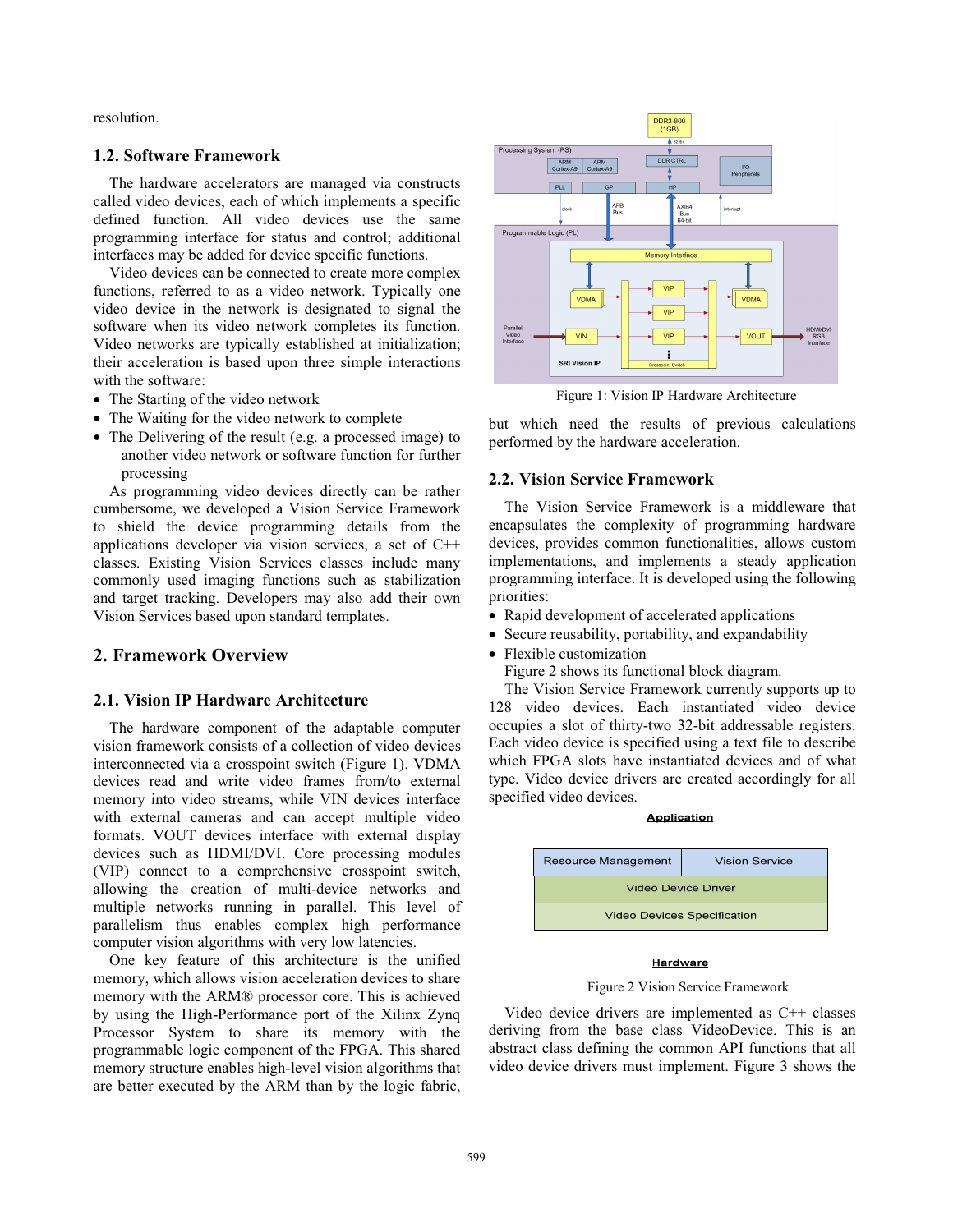resolution.

### 1.2. Software Framework

The hardware accelerators are managed via constructs called video devices, each of which implements a specific defined function. All video devices use the same programming interface for status and control; additional interfaces may be added for device specific functions.

Video devices can be connected to create more complex functions, referred to as a video network. Typically one video device in the network is designated to signal the software when its video network completes its function. Video networks are typically established at initialization; their acceleration is based upon three simple interactions with the software:

- The Starting of the video network
- The Waiting for the video network to complete
- The Delivering of the result (e.g. a processed image) to another video network or software function for further processing

As programming video devices directly can be rather cumbersome, we developed a Vision Service Framework to shield the device programming details from the applications developer via vision services, a set of C++ classes. Existing Vision Services classes include many commonly used imaging functions such as stabilization and target tracking. Developers may also add their own Vision Services based upon standard templates.

## 2. Framework Overview

### 2.1. Vision IP Hardware Architecture

The hardware component of the adaptable computer vision framework consists of a collection of video devices interconnected via a crosspoint switch (Figure 1). VDMA devices read and write video frames from/to external memory into video streams, while VIN devices interface with external cameras and can accept multiple video formats. VOUT devices interface with external display devices such as HDMI/DVI. Core processing modules (VIP) connect to a comprehensive crosspoint switch, allowing the creation of multi-device networks and multiple networks running in parallel. This level of parallelism thus enables complex high performance computer vision algorithms with very low latencies.

One key feature of this architecture is the unified memory, which allows vision acceleration devices to share memory with the ARM® processor core. This is achieved by using the High-Performance port of the Xilinx Zynq Processor System to share its memory with the programmable logic component of the FPGA. This shared memory structure enables high-level vision algorithms that are better executed by the ARM than by the logic fabric,

DDR3-800 (1GB)
32-bit
Processing System (PS)
ARM Cortex-A9
ARM Cortex-A9
DDR CTRL
I/O Peripherals
PLL
GP
HP
clock
APB Bus
AXI64 Bus 64-bit
interrupt
Programmable Logic (PL)
Memory Interface
VDMA
VIP
VDMA
VIP
Parallel Video Interface
VIN
VIP
VOUT
HDMI/DVI RGB Interface
SRI Vision IP
Crosspoint Switch

Figure 1: Vision IP Hardware Architecture

but which need the results of previous calculations performed by the hardware acceleration.

### 2.2. Vision Service Framework

The Vision Service Framework is a middleware that encapsulates the complexity of programming hardware devices, provides common functionalities, allows custom implementations, and implements a steady application programming interface. It is developed using the following priorities:

- Rapid development of accelerated applications
- Secure reusability, portability, and expandability
- Flexible customization

Figure 2 shows its functional block diagram.

The Vision Service Framework currently supports up to 128 video devices. Each instantiated video device occupies a slot of thirty-two 32-bit addressable registers. Each video device is specified using a text file to describe which FPGA slots have instantiated devices and of what type. Video device drivers are created accordingly for all specified video devices.

Application
Resource Management
Vision Service
Video Device Driver
Video Devices Specification
Hardware

Figure 2 Vision Service Framework

Video device drivers are implemented as C++ classes deriving from the base class VideoDevice. This is an abstract class defining the common API functions that all video device drivers must implement. Figure 3 shows the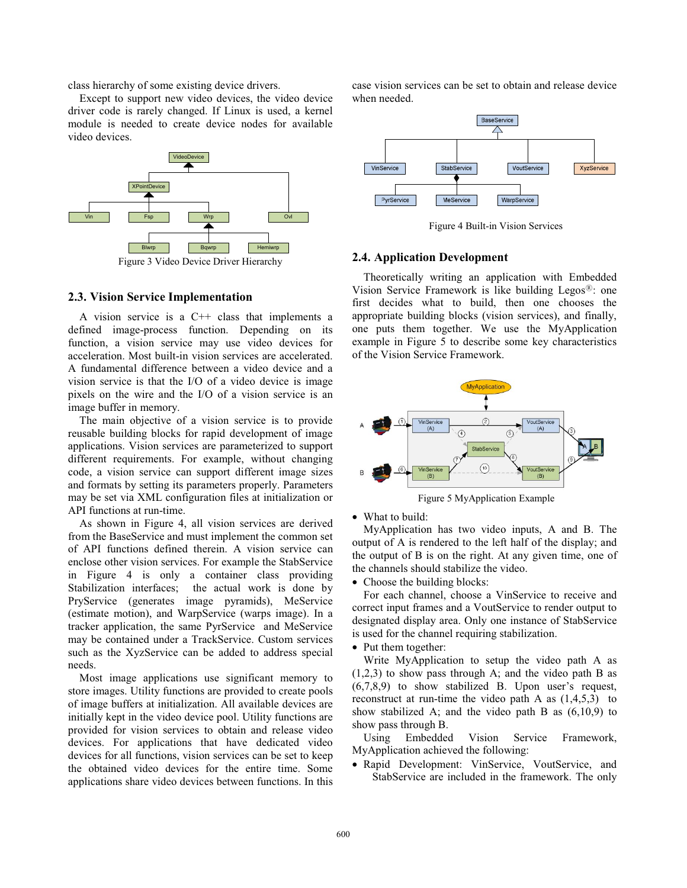class hierarchy of some existing device drivers.

Except to support new video devices, the video device driver code is rarely changed. If Linux is used, a kernel module is needed to create device nodes for available video devices.

Figure 3 Video Device Driver Hierarchy

### 2.3. Vision Service Implementation

A vision service is a C++ class that implements a defined image-process function. Depending on its function, a vision service may use video devices for acceleration. Most built-in vision services are accelerated. A fundamental difference between a video device and a vision service is that the I/O of a video device is image pixels on the wire and the I/O of a vision service is an image buffer in memory.

The main objective of a vision service is to provide reusable building blocks for rapid development of image applications. Vision services are parameterized to support different requirements. For example, without changing code, a vision service can support different image sizes and formats by setting its parameters properly. Parameters may be set via XML configuration files at initialization or API functions at run-time.

As shown in Figure 4, all vision services are derived from the BaseService and must implement the common set of API functions defined therein. A vision service can enclose other vision services. For example the StabService in Figure 4 is only a container class providing Stabilization interfaces; the actual work is done by PryService (generates image pyramids), MeService (estimate motion), and WarpService (warps image). In a tracker application, the same PyrService and MeService may be contained under a TrackService. Custom services such as the XyzService can be added to address special needs.

Most image applications use significant memory to store images. Utility functions are provided to create pools of image buffers at initialization. All available devices are initially kept in the video device pool. Utility functions are provided for vision services to obtain and release video devices. For applications that have dedicated video devices for all functions, vision services can be set to keep the obtained video devices for the entire time. Some applications share video devices between functions. In this case vision services can be set to obtain and release device when needed.

Figure 4 Built-in Vision Services

### 2.4. Application Development

Theoretically writing an application with Embedded Vision Service Framework is like building Legos®: one first decides what to build, then one chooses the appropriate building blocks (vision services), and finally, one puts them together. We use the MyApplication example in Figure 5 to describe some key characteristics of the Vision Service Framework.

Figure 5 MyApplication Example

- What to build:

MyApplication has two video inputs, A and B. The output of A is rendered to the left half of the display; and the output of B is on the right. At any given time, one of the channels should stabilize the video.

- Choose the building blocks:

For each channel, choose a VinService to receive and correct input frames and a VoutService to render output to designated display area. Only one instance of StabService is used for the channel requiring stabilization.

- Put them together:

Write MyApplication to setup the video path A as (1,2,3) to show pass through A; and the video path B as (6,7,8,9) to show stabilized B. Upon user's request, reconstruct at run-time the video path A as (1,4,5,3) to show stabilized A; and the video path B as (6,10,9) to show pass through B.

Using Embedded Vision Service Framework, MyApplication achieved the following:

- Rapid Development: VinService, VoutService, and StabService are included in the framework. The only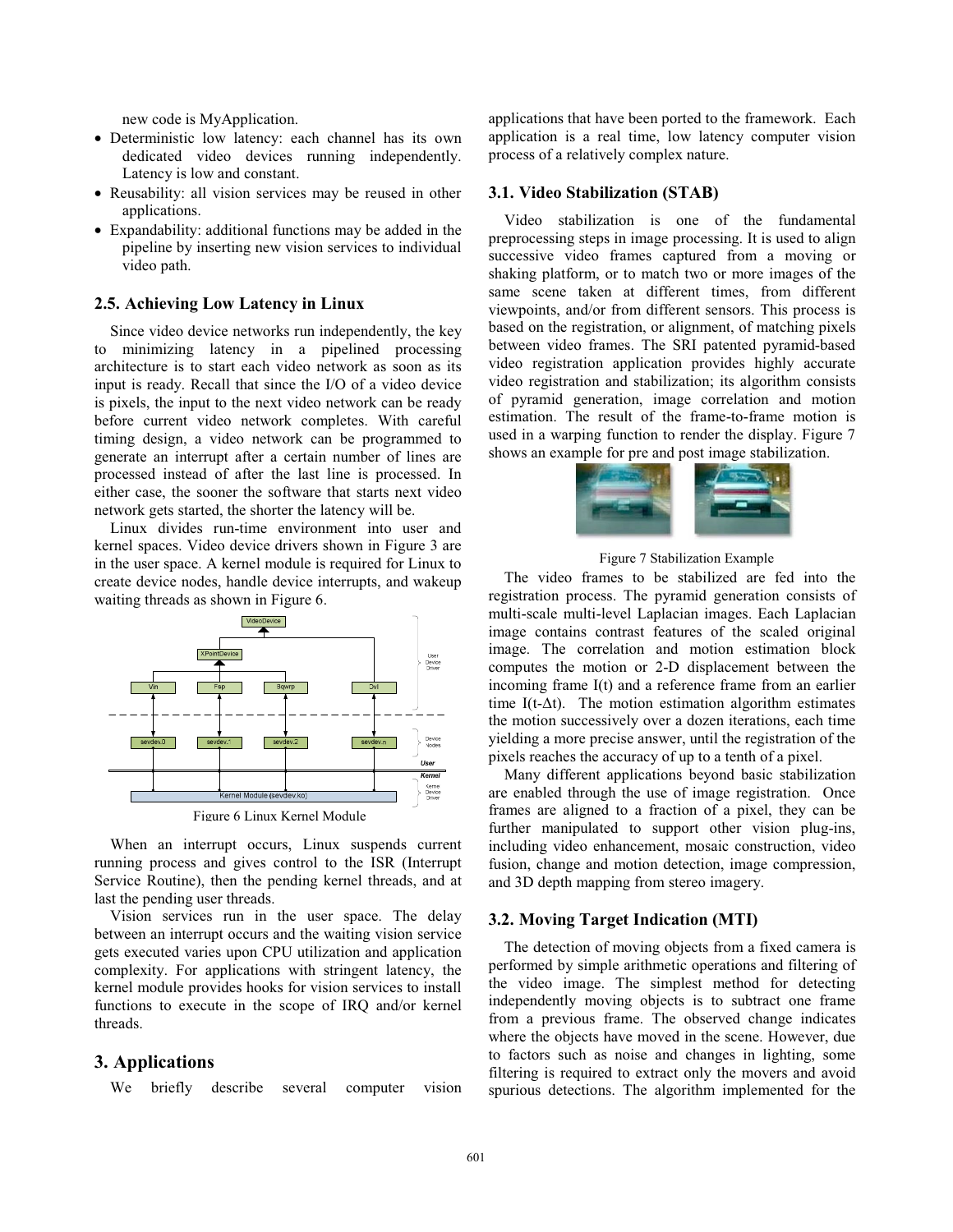new code is MyApplication.

- Deterministic low latency: each channel has its own dedicated video devices running independently. Latency is low and constant.
- Reusability: all vision services may be reused in other applications.
- Expandability: additional functions may be added in the pipeline by inserting new vision services to individual video path.

### 2.5. Achieving Low Latency in Linux

Since video device networks run independently, the key to minimizing latency in a pipelined processing architecture is to start each video network as soon as its input is ready. Recall that since the I/O of a video device is pixels, the input to the next video network can be ready before current video network completes. With careful timing design, a video network can be programmed to generate an interrupt after a certain number of lines are processed instead of after the last line is processed. In either case, the sooner the software that starts next video network gets started, the shorter the latency will be.

Linux divides run-time environment into user and kernel spaces. Video device drivers shown in Figure 3 are in the user space. A kernel module is required for Linux to create device nodes, handle device interrupts, and wakeup waiting threads as shown in Figure 6.

Figure 6 Linux Kernel Module

When an interrupt occurs, Linux suspends current running process and gives control to the ISR (Interrupt Service Routine), then the pending kernel threads, and at last the pending user threads.

Vision services run in the user space. The delay between an interrupt occurs and the waiting vision service gets executed varies upon CPU utilization and application complexity. For applications with stringent latency, the kernel module provides hooks for vision services to install functions to execute in the scope of IRQ and/or kernel threads.

## 3. Applications

We briefly describe several computer vision applications that have been ported to the framework. Each application is a real time, low latency computer vision process of a relatively complex nature.

### 3.1. Video Stabilization (STAB)

Video stabilization is one of the fundamental preprocessing steps in image processing. It is used to align successive video frames captured from a moving or shaking platform, or to match two or more images of the same scene taken at different times, from different viewpoints, and/or from different sensors. This process is based on the registration, or alignment, of matching pixels between video frames. The SRI patented pyramid-based video registration application provides highly accurate video registration and stabilization; its algorithm consists of pyramid generation, image correlation and motion estimation. The result of the frame-to-frame motion is used in a warping function to render the display. Figure 7 shows an example for pre and post image stabilization.

Figure 7 Stabilization Example

The video frames to be stabilized are fed into the registration process. The pyramid generation consists of multi-scale multi-level Laplacian images. Each Laplacian image contains contrast features of the scaled original image. The correlation and motion estimation block computes the motion or 2-D displacement between the incoming frame $I(t)$ and a reference frame from an earlier time $I(t-\Delta t)$. The motion estimation algorithm estimates the motion successively over a dozen iterations, each time yielding a more precise answer, until the registration of the pixels reaches the accuracy of up to a tenth of a pixel.

Many different applications beyond basic stabilization are enabled through the use of image registration. Once frames are aligned to a fraction of a pixel, they can be further manipulated to support other vision plug-ins, including video enhancement, mosaic construction, video fusion, change and motion detection, image compression, and 3D depth mapping from stereo imagery.

### 3.2. Moving Target Indication (MTI)

The detection of moving objects from a fixed camera is performed by simple arithmetic operations and filtering of the video image. The simplest method for detecting independently moving objects is to subtract one frame from a previous frame. The observed change indicates where the objects have moved in the scene. However, due to factors such as noise and changes in lighting, some filtering is required to extract only the movers and avoid spurious detections. The algorithm implemented for the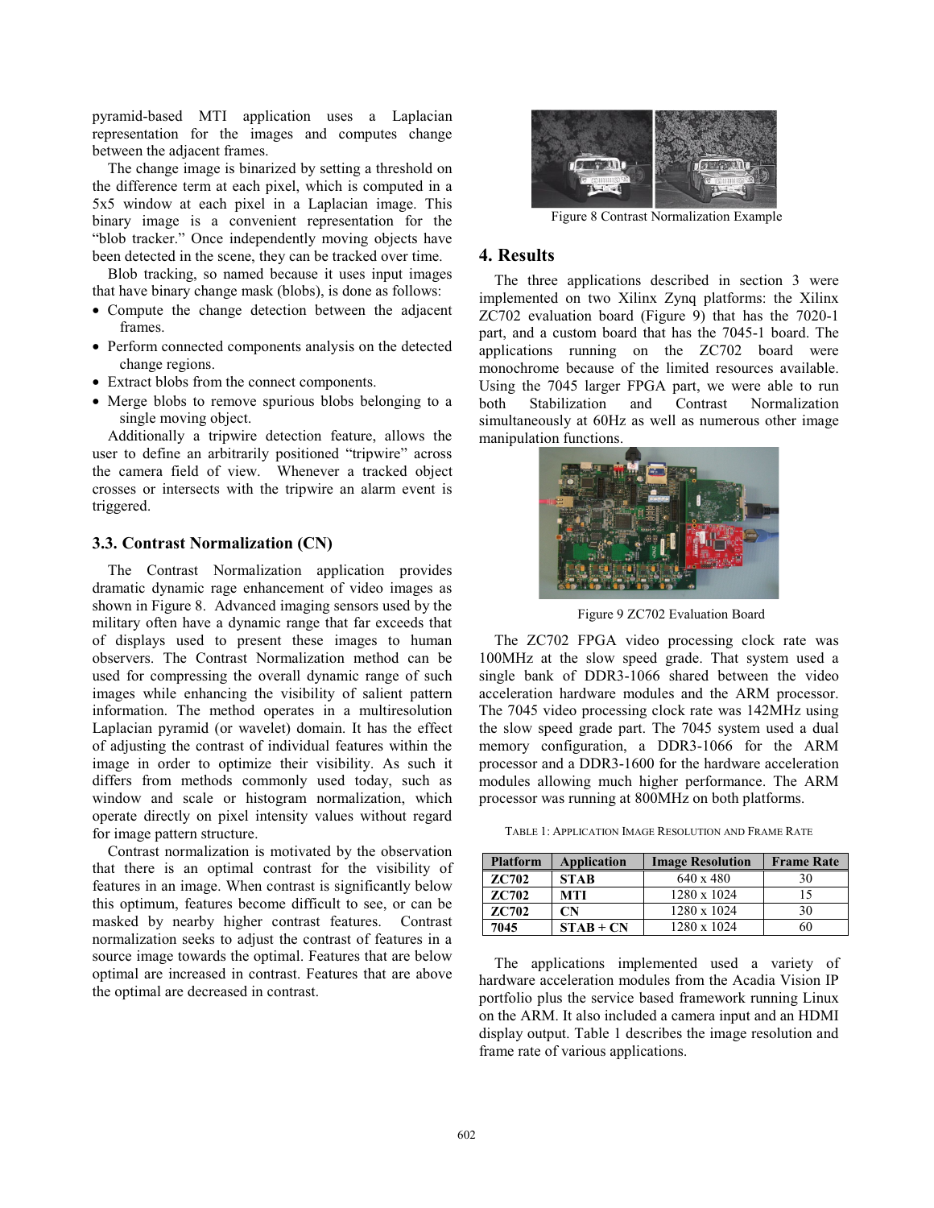pyramid-based MTI application uses a Laplacian representation for the images and computes change between the adjacent frames.

The change image is binarized by setting a threshold on the difference term at each pixel, which is computed in a 5x5 window at each pixel in a Laplacian image. This binary image is a convenient representation for the "blob tracker." Once independently moving objects have been detected in the scene, they can be tracked over time.

Blob tracking, so named because it uses input images that have binary change mask (blobs), is done as follows:

- Compute the change detection between the adjacent frames.
- Perform connected components analysis on the detected change regions.
- Extract blobs from the connect components.
- Merge blobs to remove spurious blobs belonging to a single moving object.

Additionally a tripwire detection feature, allows the user to define an arbitrarily positioned "tripwire" across the camera field of view. Whenever a tracked object crosses or intersects with the tripwire an alarm event is triggered.

### 3.3. Contrast Normalization (CN)

The Contrast Normalization application provides dramatic dynamic rage enhancement of video images as shown in Figure 8. Advanced imaging sensors used by the military often have a dynamic range that far exceeds that of displays used to present these images to human observers. The Contrast Normalization method can be used for compressing the overall dynamic range of such images while enhancing the visibility of salient pattern information. The method operates in a multiresolution Laplacian pyramid (or wavelet) domain. It has the effect of adjusting the contrast of individual features within the image in order to optimize their visibility. As such it differs from methods commonly used today, such as window and scale or histogram normalization, which operate directly on pixel intensity values without regard for image pattern structure.

Contrast normalization is motivated by the observation that there is an optimal contrast for the visibility of features in an image. When contrast is significantly below this optimum, features become difficult to see, or can be masked by nearby higher contrast features. Contrast normalization seeks to adjust the contrast of features in a source image towards the optimal. Features that are below optimal are increased in contrast. Features that are above the optimal are decreased in contrast.

Figure 8 Contrast Normalization Example

## 4. Results

The three applications described in section 3 were implemented on two Xilinx Zynq platforms: the Xilinx ZC702 evaluation board (Figure 9) that has the 7020-1 part, and a custom board that has the 7045-1 board. The applications running on the ZC702 board were monochrome because of the limited resources available. Using the 7045 larger FPGA part, we were able to run both Stabilization and Contrast Normalization simultaneously at 60Hz as well as numerous other image manipulation functions.

Figure 9 ZC702 Evaluation Board

The ZC702 FPGA video processing clock rate was 100MHz at the slow speed grade. That system used a single bank of DDR3-1066 shared between the video acceleration hardware modules and the ARM processor. The 7045 video processing clock rate was 142MHz using the slow speed grade part. The 7045 system used a dual memory configuration, a DDR3-1066 for the ARM processor and a DDR3-1600 for the hardware acceleration modules allowing much higher performance. The ARM processor was running at 800MHz on both platforms.

TABLE 1: APPLICATION IMAGE RESOLUTION AND FRAME RATE

| Platform | Application | Image Resolution | Frame Rate |
|---|---|---|---|
| **ZC702** | **STAB** | 640 x 480 | 30 |
| **ZC702** | **MTI** | 1280 x 1024 | 15 |
| **ZC702** | **CN** | 1280 x 1024 | 30 |
| **7045** | **STAB + CN** | 1280 x 1024 | 60 |

The applications implemented used a variety of hardware acceleration modules from the Acadia Vision IP portfolio plus the service based framework running Linux on the ARM. It also included a camera input and an HDMI display output. Table 1 describes the image resolution and frame rate of various applications.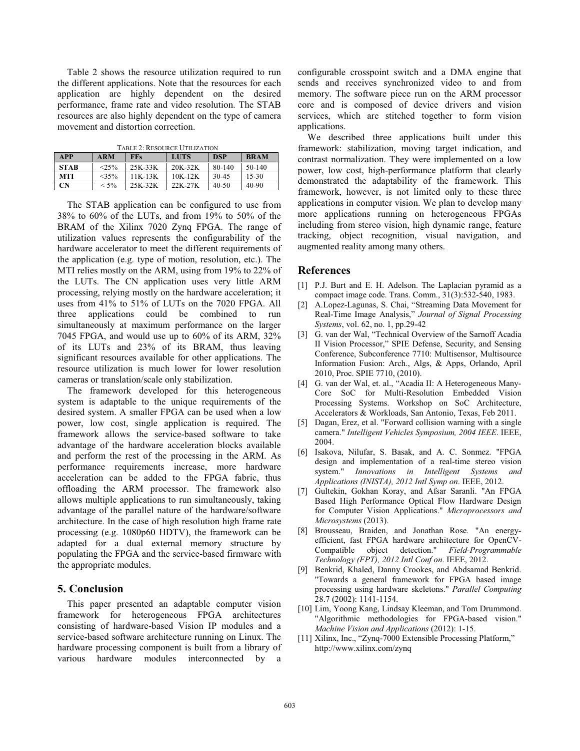Table 2 shows the resource utilization required to run the different applications. Note that the resources for each application are highly dependent on the desired performance, frame rate and video resolution. The STAB resources are also highly dependent on the type of camera movement and distortion correction.

TABLE 2: RESOURCE UTILIZATION

| APP | ARM | FFs | LUTS | DSP | BRAM |
|---|---|---|---|---|---|
| **STAB** | <25% | 25K-33K | 20K-32K | 80-140 | 50-140 |
| **MTI** | <35% | 11K-13K | 10K-12K | 30-45 | 15-30 |
| **CN** | < 5% | 25K-32K | 22K-27K | 40-50 | 40-90 |

The STAB application can be configured to use from 38% to 60% of the LUTs, and from 19% to 50% of the BRAM of the Xilinx 7020 Zynq FPGA. The range of utilization values represents the configurability of the hardware accelerator to meet the different requirements of the application (e.g. type of motion, resolution, etc.). The MTI relies mostly on the ARM, using from 19% to 22% of the LUTs. The CN application uses very little ARM processing, relying mostly on the hardware acceleration; it uses from 41% to 51% of LUTs on the 7020 FPGA. All three applications could be combined to run simultaneously at maximum performance on the larger 7045 FPGA, and would use up to 60% of its ARM, 32% of its LUTs and 23% of its BRAM, thus leaving significant resources available for other applications. The resource utilization is much lower for lower resolution cameras or translation/scale only stabilization.

The framework developed for this heterogeneous system is adaptable to the unique requirements of the desired system. A smaller FPGA can be used when a low power, low cost, single application is required. The framework allows the service-based software to take advantage of the hardware acceleration blocks available and perform the rest of the processing in the ARM. As performance requirements increase, more hardware acceleration can be added to the FPGA fabric, thus offloading the ARM processor. The framework also allows multiple applications to run simultaneously, taking advantage of the parallel nature of the hardware/software architecture. In the case of high resolution high frame rate processing (e.g. 1080p60 HDTV), the framework can be adapted for a dual external memory structure by populating the FPGA and the service-based firmware with the appropriate modules.

## 5. Conclusion

This paper presented an adaptable computer vision framework for heterogeneous FPGA architectures consisting of hardware-based Vision IP modules and a service-based software architecture running on Linux. The hardware processing component is built from a library of various hardware modules interconnected by a configurable crosspoint switch and a DMA engine that sends and receives synchronized video to and from memory. The software piece run on the ARM processor core and is composed of device drivers and vision services, which are stitched together to form vision applications.

We described three applications built under this framework: stabilization, moving target indication, and contrast normalization. They were implemented on a low power, low cost, high-performance platform that clearly demonstrated the adaptability of the framework. This framework, however, is not limited only to these three applications in computer vision. We plan to develop many more applications running on heterogeneous FPGAs including from stereo vision, high dynamic range, feature tracking, object recognition, visual navigation, and augmented reality among many others.

## References

[1] P.J. Burt and E. H. Adelson. The Laplacian pyramid as a compact image code. Trans. Comm., 31(3):532-540, 1983.

[2] A.Lopez-Lagunas, S. Chai, "Streaming Data Movement for Real-Time Image Analysis," *Journal of Signal Processing Systems*, vol. 62, no. 1, pp.29-42

[3] G. van der Wal, "Technical Overview of the Sarnoff Acadia II Vision Processor," SPIE Defense, Security, and Sensing Conference, Subconference 7710: Multisensor, Multisource Information Fusion: Arch., Algs, & Apps, Orlando, April 2010, Proc. SPIE 7710, (2010).

[4] G. van der Wal, et. al., "Acadia II: A Heterogeneous Many-Core SoC for Multi-Resolution Embedded Vision Processing Systems. Workshop on SoC Architecture, Accelerators & Workloads, San Antonio, Texas, Feb 2011.

[5] Dagan, Erez, et al. "Forward collision warning with a single camera." *Intelligent Vehicles Symposium, 2004 IEEE*. IEEE, 2004.

[6] Isakova, Nilufar, S. Basak, and A. C. Sonmez. "FPGA design and implementation of a real-time stereo vision system." *Innovations in Intelligent Systems and Applications (INISTA), 2012 Intl Symp on*. IEEE, 2012.

[7] Gultekin, Gokhan Koray, and Afsar Saranli. "An FPGA Based High Performance Optical Flow Hardware Design for Computer Vision Applications." *Microprocessors and Microsystems* (2013).

[8] Brousseau, Braiden, and Jonathan Rose. "An energy-efficient, fast FPGA hardware architecture for OpenCV-Compatible object detection." *Field-Programmable Technology (FPT), 2012 Intl Conf on*. IEEE, 2012.

[9] Benkrid, Khaled, Danny Crookes, and Abdsamad Benkrid. "Towards a general framework for FPGA based image processing using hardware skeletons." *Parallel Computing* 28.7 (2002): 1141-1154.

[10] Lim, Yoong Kang, Lindsay Kleeman, and Tom Drummond. "Algorithmic methodologies for FPGA-based vision." *Machine Vision and Applications* (2012): 1-15.

[11] Xilinx, Inc., "Zynq-7000 Extensible Processing Platform," http://www.xilinx.com/zynq